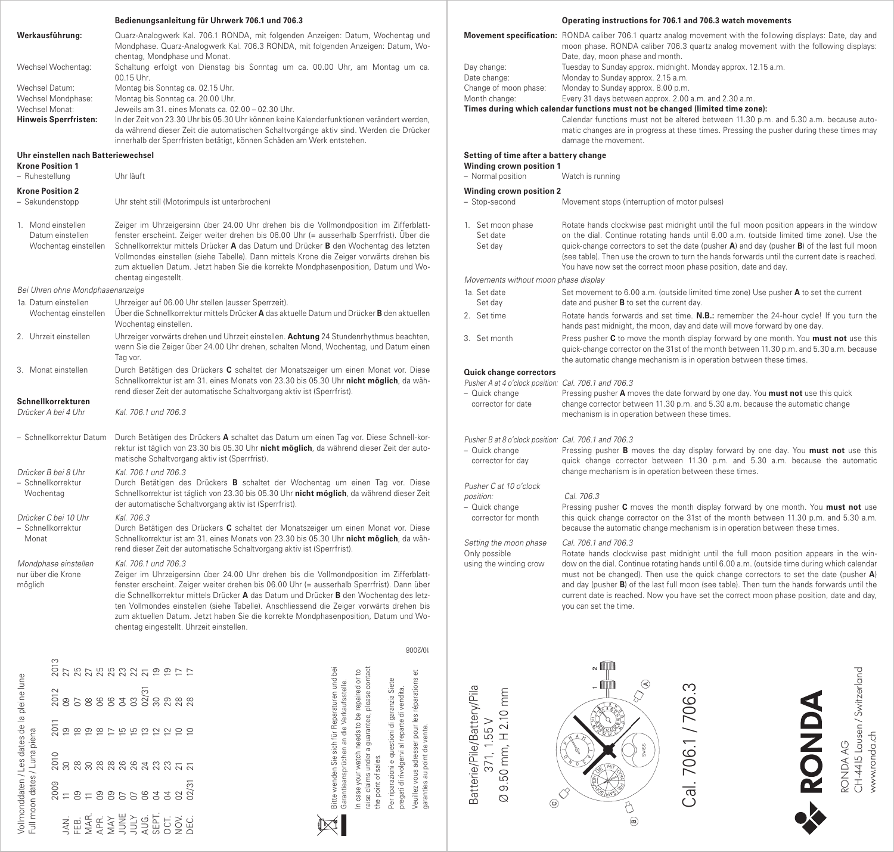## Bedienungsanleitung für Uhrwerk 706.1 und 706.3

**Werkausführung:** Quarz-Analogwerk Kal. 706.1 RONDA, mit folgenden Anzeigen: Datum, Wochentag und Mondphase. Quarz-Analogwerk Kal. 706.3 RONDA, mit folgenden Anzeigen: Datum, Wochentag, Mondphase und Monat.

Wechsel Wochentag: Schaltung erfolgt von Dienstag bis Sonntag um ca. 00.00 Uhr, am Montag um ca. 00.15 Uhr.

Wechsel Datum: Montag bis Sonntag ca. 02.15 Uhr.

Wechsel Mondphase: Montag bis Sonntag ca. 20.00 Uhr.

Wechsel Monat: Jeweils am 31. eines Monats ca. 02.00 – 02.30 Uhr.

**Hinweis Sperrfristen:** In der Zeit von 23.30 Uhr bis 05.30 Uhr können keine Kalenderfunktionen verändert werden, da während dieser Zeit die automatischen Schaltvorgänge aktiv sind. Werden die Drücker innerhalb der Sperrfristen betätigt, können Schäden am Werk entstehen.

### Uhr einstellen nach Batteriewechsel

**Krone Position 1**

– Ruhestellung: Uhr läuft

**Krone Position 2**

– Sekundenstopp: Uhr steht still (Motorimpuls ist unterbrochen)

1. Mond einstellen, Datum einstellen, Wochentag einstellen: Zeiger im Uhrzeigersinn über 24.00 Uhr drehen bis die Vollmondposition im Zifferblattfenster erscheint. Zeiger weiter drehen bis 06.00 Uhr (= ausserhalb Sperrfrist). Über die Schnellkorrektur mittels Drücker **A** das Datum und Drücker **B** den Wochentag des letzten Vollmondes einstellen (siehe Tabelle). Dann mittels Krone die Zeiger vorwärts drehen bis zum aktuellen Datum. Jetzt haben Sie die korrekte Mondphasenposition, Datum und Wochentag eingestellt.

*Bei Uhren ohne Mondphasenanzeige*

1a. Datum einstellen, Wochentag einstellen: Uhrzeiger auf 06.00 Uhr stellen (ausser Sperrzeit). Über die Schnellkorrektur mittels Drücker **A** das aktuelle Datum und Drücker **B** den aktuellen Wochentag einstellen.

2. Uhrzeit einstellen: Uhrzeiger vorwärts drehen und Uhrzeit einstellen. **Achtung** 24 Stundenrhythmus beachten, wenn Sie die Zeiger über 24.00 Uhr drehen, schalten Mond, Wochentag, und Datum einen Tag vor.

3. Monat einstellen: Durch Betätigen des Drückers **C** schaltet der Monatszeiger um einen Monat vor. Diese Schnellkorrektur ist am 31. eines Monats von 23.30 bis 05.30 Uhr **nicht möglich**, da während dieser Zeit der automatische Schaltvorgang aktiv ist (Sperrfrist).

### Schnellkorrekturen

*Drücker A bei 4 Uhr* — *Kal. 706.1 und 706.3*

– Schnellkorrektur Datum: Durch Betätigen des Drückers **A** schaltet das Datum um einen Tag vor. Diese Schnell-korrektur ist täglich von 23.30 bis 05.30 Uhr **nicht möglich**, da während dieser Zeit der automatische Schaltvorgang aktiv ist (Sperrfrist).

*Drücker B bei 8 Uhr* — *Kal. 706.1 und 706.3*

– Schnellkorrektur Wochentag: Durch Betätigen des Drückers **B** schaltet der Wochentag um einen Tag vor. Diese Schnellkorrektur ist täglich von 23.30 bis 05.30 Uhr **nicht möglich**, da während dieser Zeit der automatische Schaltvorgang aktiv ist (Sperrfrist).

*Drücker C bei 10 Uhr* — *Kal. 706.3*

– Schnellkorrektur Monat: Durch Betätigen des Drückers **C** schaltet der Monatszeiger um einen Monat vor. Diese Schnellkorrektur ist am 31. eines Monats von 23.30 bis 05.30 Uhr **nicht möglich**, da während dieser Zeit der automatische Schaltvorgang aktiv ist (Sperrfrist).

*Mondphase einstellen nur über die Krone möglich* — *Kal. 706.1 und 706.3*

Zeiger im Uhrzeigersinn über 24.00 Uhr drehen bis die Vollmondposition im Zifferblattfenster erscheint. Zeiger weiter drehen bis 06.00 Uhr (= ausserhalb Sperrfrist). Dann über die Schnellkorrektur mittels Drücker **A** das Datum und Drücker **B** den Wochentag des letzten Vollmondes einstellen (siehe Tabelle). Anschliessend die Zeiger vorwärts drehen bis zum aktuellen Datum. Jetzt haben Sie die korrekte Mondphasenposition, Datum und Wochentag eingestellt. Uhrzeit einstellen.

## Operating instructions for 706.1 and 706.3 watch movements

**Movement specification:** RONDA caliber 706.1 quartz analog movement with the following displays: Date, day and moon phase. RONDA caliber 706.3 quartz analog movement with the following displays: Date, day, moon phase and month.

Day change: Tuesday to Sunday approx. midnight. Monday approx. 12.15 a.m.

Date change: Monday to Sunday approx. 2.15 a.m.

Change of moon phase: Monday to Sunday approx. 8.00 p.m.

Month change: Every 31 days between approx. 2.00 a.m. and 2.30 a.m.

**Times during which calendar functions must not be changed (limited time zone):**

Calendar functions must not be altered between 11.30 p.m. and 5.30 a.m. because automatic changes are in progress at these times. Pressing the pusher during these times may damage the movement.

### Setting of time after a battery change

**Winding crown position 1**

– Normal position: Watch is running

**Winding crown position 2**

– Stop-second: Movement stops (interruption of motor pulses)

1. Set moon phase, Set date, Set day: Rotate hands clockwise past midnight until the full moon position appears in the window on the dial. Continue rotating hands until 6.00 a.m. (outside limited time zone). Use the quick-change correctors to set the date (pusher **A**) and day (pusher **B**) of the last full moon (see table). Then use the crown to turn the hands forwards until the current date is reached. You have now set the correct moon phase position, date and day.

*Movements without moon phase display*

1a. Set date, Set day: Set movement to 6.00 a.m. (outside limited time zone) Use pusher **A** to set the current date and pusher **B** to set the current day.

2. Set time: Rotate hands forwards and set time. **N.B.:** remember the 24-hour cycle! If you turn the hands past midnight, the moon, day and date will move forward by one day.

3. Set month: Press pusher **C** to move the month display forward by one month. You **must not** use this quick-change corrector on the 31st of the month between 11.30 p.m. and 5.30 a.m. because the automatic change mechanism is in operation between these times.

### Quick change correctors

*Pusher A at 4 o'clock position:* *Cal. 706.1 and 706.3*

– Quick change corrector for date: Pressing pusher **A** moves the date forward by one day. You **must not** use this quick change corrector between 11.30 p.m. and 5.30 a.m. because the automatic change mechanism is in operation between these times.

*Pusher B at 8 o'clock position:* *Cal. 706.1 and 706.3*

– Quick change corrector for day: Pressing pusher **B** moves the day display forward by one day. You **must not** use this quick change corrector between 11.30 p.m. and 5.30 a.m. because the automatic change mechanism is in operation between these times.

*Pusher C at 10 o'clock position:* *Cal. 706.3*

– Quick change corrector for month: Pressing pusher **C** moves the month display forward by one month. You **must not** use this quick change corrector on the 31st of the month between 11.30 p.m. and 5.30 a.m. because the automatic change mechanism is in operation between these times.

*Setting the moon phase* — *Cal. 706.1 and 706.3*

Only possible using the winding crow: Rotate hands clockwise past midnight until the full moon position appears in the window on the dial. Continue rotating hands until 6.00 a.m. (outside time during which calendar must not be changed). Then use the quick change correctors to set the date (pusher **A**) and day (pusher **B**) of the last full moon (see table). Then turn the hands forwards until the current date is reached. Now you have set the correct moon phase position, date and day, you can set the time.

Vollmonddaten / Les dates de la pleine lune
Full moon dates / Luna piena

| | 2009 | 2010 | 2011 | 2012 | 2013 |
|---|---|---|---|---|---|
| JAN. | 11 | 30 | 19 | 09 | 27 |
| FEB. | 09 | 28 | 18 | 07 | 25 |
| MAR. | 11 | 30 | 19 | 08 | 27 |
| APR. | 09 | 28 | 18 | 06 | 25 |
| MAY | 09 | 28 | 17 | 06 | 25 |
| JUNE | 07 | 26 | 15 | 04 | 23 |
| JULY | 07 | 26 | 15 | 03 | 22 |
| AUG. | 06 | 24 | 13 | 02/31 | 21 |
| SEPT. | 04 | 23 | 12 | 30 | 19 |
| OCT. | 04 | 23 | 12 | 29 | 19 |
| NOV. | 02 | 21 | 10 | 28 | 17 |
| DEC. | 02/31 | 21 | 10 | 28 | 17 |

Bitte wenden Sie sich für Reparaturen und bei Garantieansprüchen an die Verkaufsstelle.

In case your watch needs to be repaired or to raise claims under a guarantee, please contact the point of sales.

Per riparazioni e questioni di garanzia Siete pregati di rivolgervi al reparte di vendita.

Veuillez vous adresser pour les réparations et garanties au point de vente.

10/2008

Batterie/Pile/Battery/Pila
371, 1.55 V
Ø 9.50 mm, H 2.10 mm

Cal. 706.1 / 706.3

RONDA

RONDA AG
CH-4415 Lausen / Switzerland
www.ronda.ch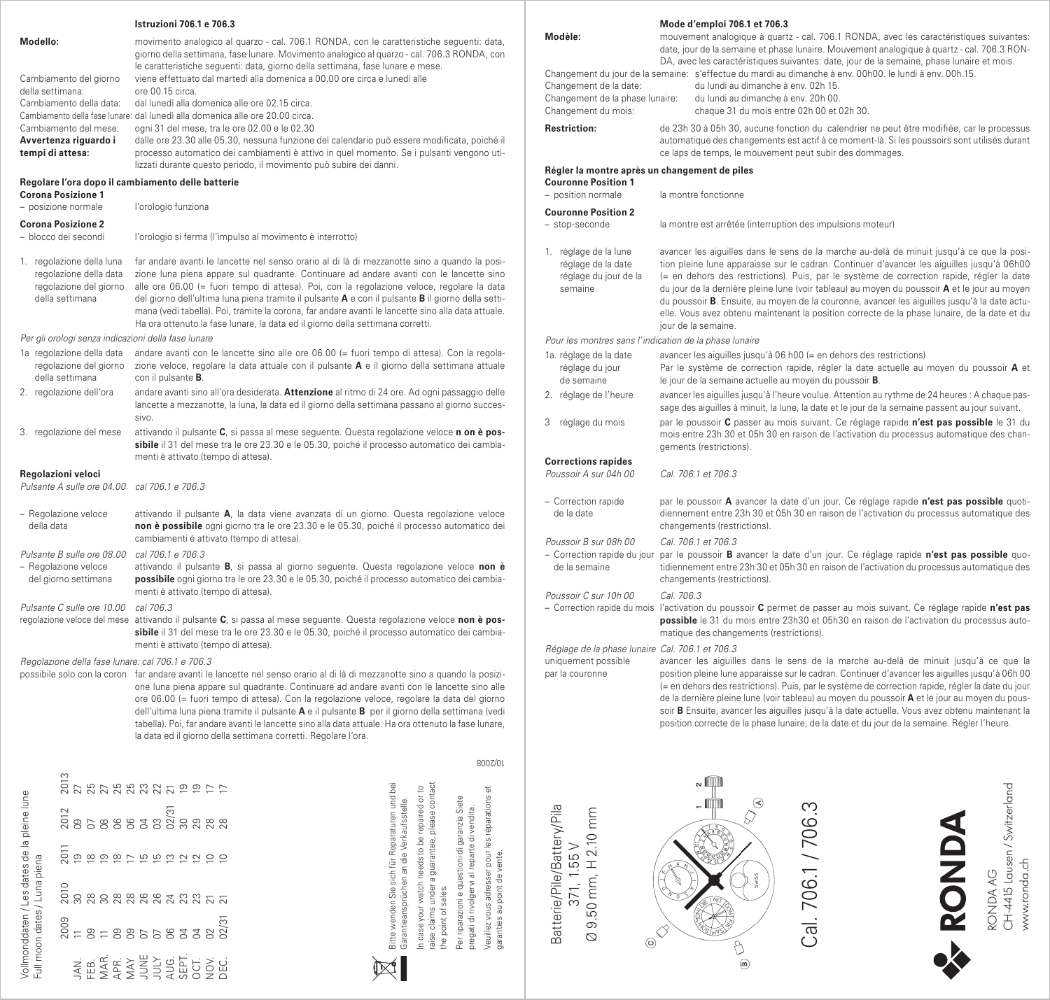## Istruzioni 706.1 e 706.3

**Modello:** movimento analogico al quarzo - cal. 706.1 RONDA, con le caratteristiche seguenti: data, giorno della settimana, fase lunare. Movimento analogico al quarzo - cal. 706.3 RONDA, con le caratteristiche seguenti: data, giorno della settimana, fase lunare e mese.

Cambiamento del giorno della settimana: viene effettuato dal martedì alla domenica a 00.00 ore circa e lunedì alle ore 00.15 circa.

Cambiamento della data: dal lunedì alla domenica alle ore 02.15 circa.

Cambiamento della fase lunare: dal lunedì alla domenica alle ore 20.00 circa.

Cambiamento del mese: ogni 31 del mese, tra le ore 02.00 e le 02.30

**Avvertenza riguardo i tempi di attesa:** dalle ore 23.30 alle 05.30, nessuna funzione del calendario può essere modificata, poiché il processo automatico dei cambiamenti è attivo in quel momento. Se i pulsanti vengono utilizzati durante questo periodo, il movimento può subire dei danni.

### Regolare l'ora dopo il cambiamento delle batterie

**Corona Posizione 1**

– posizione normale — l'orologio funziona

**Corona Posizione 2**

– blocco dei secondi — l'orologio si ferma (l'impulso al movimento è interrotto)

1. regolazione della luna, regolazione della data, regolazione del giorno della settimana — far andare avanti le lancette nel senso orario al di là di mezzanotte sino a quando la posizione luna piena appare sul quadrante. Continuare ad andare avanti con le lancette sino alle ore 06.00 (= fuori tempo di attesa). Poi, con la regolazione veloce, regolare la data del giorno dell'ultima luna piena tramite il pulsante **A** e con il pulsante **B** il giorno della settimana (vedi tabella). Poi, tramite la corona, far andare avanti le lancette sino alla data attuale. Ha ora ottenuto la fase lunare, la data ed il giorno della settimana corretti.

*Per gli orologi senza indicazioni della fase lunare*

1a regolazione della data, regolazione del giorno della settimana — andare avanti con le lancette sino alle ore 06.00 (= fuori tempo di attesa). Con la regolazione veloce, regolare la data attuale con il pulsante **A** e il giorno della settimana attuale con il pulsante **B**.

2. regolazione dell'ora — andare avanti sino all'ora desiderata. **Attenzione** al ritmo di 24 ore. Ad ogni passaggio delle lancette a mezzanotte, la luna, la data ed il giorno della settimana passano al giorno successivo.

3. regolazione del mese — attivando il pulsante **C**, si passa al mese seguente. Questa regolazione veloce **n on è possibile** il 31 del mese tra le ore 23.30 e le 05.30, poiché il processo automatico dei cambiamenti è attivato (tempo di attesa).

### Regolazioni veloci

*Pulsante A sulle ore 04.00* *cal 706.1 e 706.3*

– Regolazione veloce della data — attivando il pulsante **A**, la data viene avanzata di un giorno. Questa regolazione veloce **non è possibile** ogni giorno tra le ore 23.30 e le 05.30, poiché il processo automatico dei cambiamenti è attivato (tempo di attesa).

*Pulsante B sulle ore 08.00* *cal 706.1 e 706.3*

– Regolazione veloce del giorno settimana — attivando il pulsante **B**, si passa al giorno seguente. Questa regolazione veloce **non è possibile** ogni giorno tra le ore 23.30 e le 05.30, poiché il processo automatico dei cambiamenti è attivato (tempo di attesa).

*Pulsante C sulle ore 10.00* *cal 706.3*

regolazione veloce del mese — attivando il pulsante **C**, si passa al mese seguente. Questa regolazione veloce **non è possibile** il 31 del mese tra le ore 23.30 e le 05.30, poiché il processo automatico dei cambiamenti è attivato (tempo di attesa).

*Regolazione della fase lunare: cal 706.1 e 706.3*

possibile solo con la coron — far andare avanti le lancette nel senso orario al di là di mezzanotte sino a quando la posizione luna piena appare sul quadrante. Continuare ad andare avanti con le lancette sino alle ore 06.00 (= fuori tempo di attesa). Con la regolazione veloce, regolare la data del giorno dell'ultima luna piena tramite il pulsante **A** e il pulsante **B** per il giorno della settimana (vedi tabella). Poi, far andare avanti le lancette sino alla data attuale. Ha ora ottenuto la fase lunare, la data ed il giorno della settimana corretti. Regolare l'ora.

## Mode d'emploi 706.1 et 706.3

**Modèle:** mouvement analogique à quartz - cal. 706.1 RONDA, avec les caractéristiques suivantes: date, jour de la semaine et phase lunaire. Mouvement analogique à quartz - cal. 706.3 RONDA, avec les caractéristiques suivantes: date, jour de la semaine, phase lunaire et mois.

Changement du jour de la semaine: s'effectue du mardi au dimanche à env. 00h00. le lundi à env. 00h.15.

Changement de la date: du lundi au dimanche à env. 02h 15.

Changement de la phase lunaire: du lundi au dimanche à env. 20h 00.

Changement du mois: chaque 31 du mois entre 02h 00 et 02h 30.

**Restriction:** de 23h 30 à 05h 30, aucune fonction du calendrier ne peut être modifiée, car le processus automatique des changements est actif à ce moment-là. Si les poussoirs sont utilisés durant ce laps de temps, le mouvement peut subir des dommages.

### Régler la montre après un changement de piles

**Couronne Position 1**

– position normale — la montre fonctionne

**Couronne Position 2**

– stop-seconde — la montre est arrêtée (interruption des impulsions moteur)

1. réglage de la lune, réglage de la date, réglage du jour de la semaine — avancer les aiguilles dans le sens de la marche au-delà de minuit jusqu'à ce que la position pleine lune apparaisse sur le cadran. Continuer d'avancer les aiguilles jusqu'à 06h00 (= en dehors des restrictions). Puis, par le système de correction rapide, régler la date du jour de la dernière pleine lune (voir tableau) au moyen du poussoir **A** et le jour au moyen du poussoir **B**. Ensuite, au moyen de la couronne, avancer les aiguilles jusqu'à la date actuelle. Vous avez obtenu maintenant la position correcte de la phase lunaire, de la date et du jour de la semaine.

*Pour les montres sans l'indication de la phase lunaire*

1a. réglage de la date, réglage du jour de semaine — avancer les aiguilles jusqu'à 06 h00 (= en dehors des restrictions). Par le système de correction rapide, régler la date actuelle au moyen du poussoir **A** et le jour de la semaine actuelle au moyen du poussoir **B**.

2. réglage de l'heure — avancer les aiguilles jusqu'à l'heure voulue. Attention au rythme de 24 heures : A chaque passage des aiguilles à minuit, la lune, la date et le jour de la semaine passent au jour suivant.

3 réglage du mois — par le poussoir **C** passer au mois suivant. Ce réglage rapide **n'est pas possible** le 31 du mois entre 23h 30 et 05h 30 en raison de l'activation du processus automatique des changements (restrictions).

### Corrections rapides

*Poussoir A sur 04h 00* *Cal. 706.1 et 706.3*

– Correction rapide de la date — par le poussoir **A** avancer la date d'un jour. Ce réglage rapide **n'est pas possible** quotidiennement entre 23h 30 et 05h 30 en raison de l'activation du processus automatique des changements (restrictions).

*Poussoir B sur 08h 00* *Cal. 706.1 et 706.3*

– Correction rapide du jour de la semaine — par le poussoir **B** avancer la date d'un jour. Ce réglage rapide **n'est pas possible** quotidiennement entre 23h 30 et 05h 30 en raison de l'activation du processus automatique des changements (restrictions).

*Poussoir C sur 10h 00* *Cal. 706.3*

– Correction rapide du mois — l'activation du poussoir **C** permet de passer au mois suivant. Ce réglage rapide **n'est pas possible** le 31 du mois entre 23h30 et 05h30 en raison de l'activation du processus automatique des changements (restrictions).

*Réglage de la phase lunaire* *Cal. 706.1 et 706.3*

uniquement possible par la couronne — avancer les aiguilles dans le sens de la marche au-delà de minuit jusqu'à ce que la position pleine lune apparaisse sur le cadran. Continuer d'avancer les aiguilles jusqu'à 06h 00 (= en dehors des restrictions). Puis, par le système de correction rapide, régler la date du jour de la dernière pleine lune (voir tableau) au moyen du poussoir **A** et le jour au moyen du poussoir **B** Ensuite, avancer les aiguilles jusqu'à la date actuelle. Vous avez obtenu maintenant la position correcte de la phase lunaire, de la date et du jour de la semaine. Régler l'heure.

Vollmonddaten / Les dates de la pleine lune
Full moon dates / Luna piena

| | 2009 | 2010 | 2011 | 2012 | 2013 |
|---|---|---|---|---|---|
| JAN. | 11 | 30 | 19 | 09 | 27 |
| FEB. | 09 | 28 | 18 | 07 | 25 |
| MAR. | 11 | 30 | 19 | 08 | 27 |
| APR. | 09 | 28 | 18 | 06 | 25 |
| MAY | 09 | 28 | 17 | 06 | 25 |
| JUNE | 07 | 26 | 15 | 04 | 23 |
| JULY | 07 | 26 | 15 | 03 | 22 |
| AUG. | 06 | 24 | 13 | 02/31 | 21 |
| SEPT. | 04 | 23 | 12 | 30 | 19 |
| OCT. | 04 | 23 | 12 | 29 | 19 |
| NOV. | 02 | 21 | 10 | 28 | 17 |
| DEC. | 02/31 | 21 | 10 | 28 | 17 |

Bitte wenden Sie sich für Reparaturen und bei Garantieansprüchen an die Verkaufsstelle.

In case your watch needs to be repaired or to raise claims under a guarantee, please contact the point of sales.

Per riparazioni e questioni di garanzia Siete pregati di rivolgervi al reparto di vendita.

Veuillez vous adresser pour les réparations et garanties au point de vente.

10/2008

Batterie/Pile/Battery/Pila
371, 1.55 V
Ø 9.50 mm, H 2.10 mm

Cal. 706.1 / 706.3

RONDA

RONDA AG
CH-4415 Lausen / Switzerland
www.ronda.ch